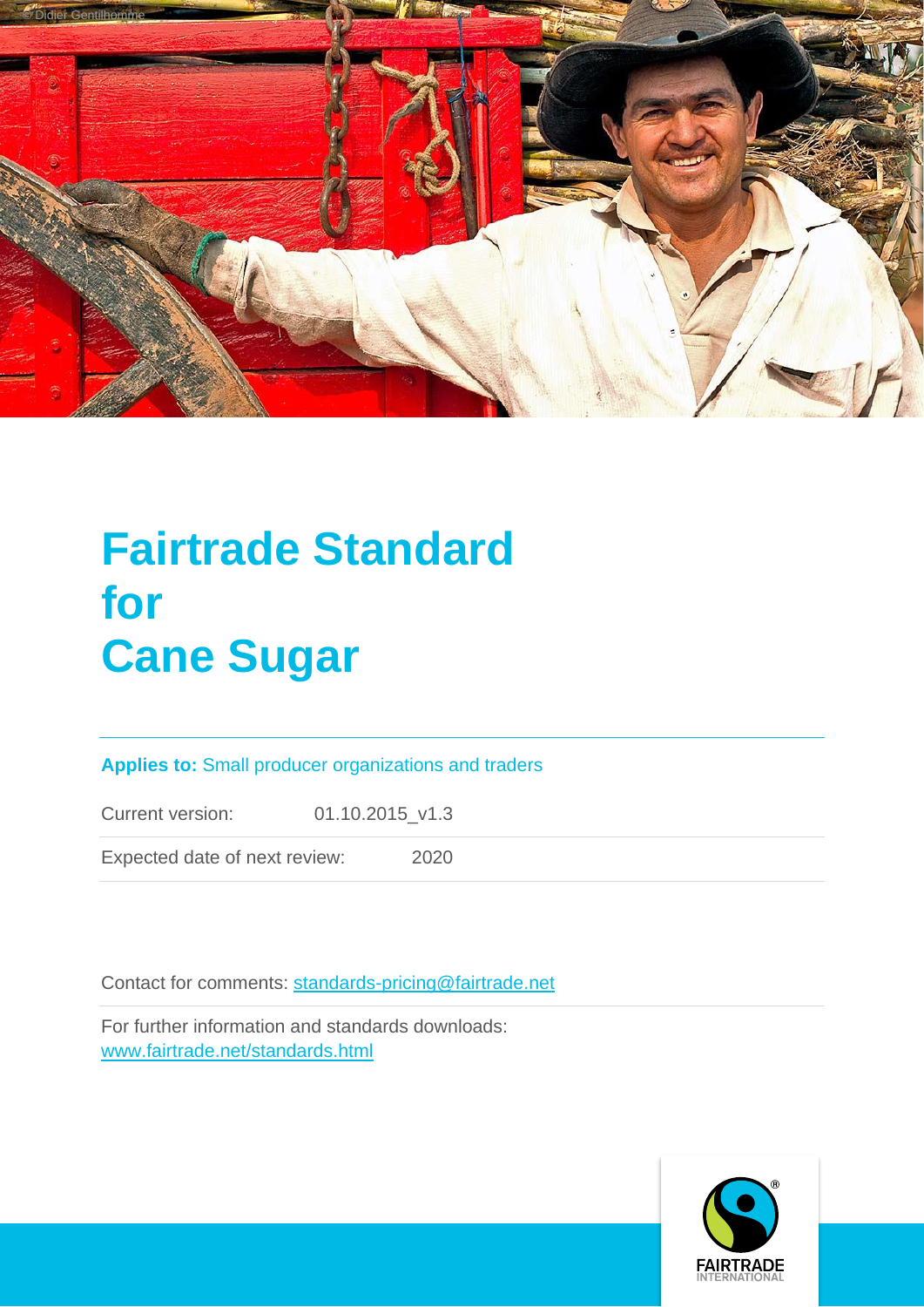© Didier Gentilhomme

# Fairtrade Standard for Cane Sugar

**Applies to:** Small producer organizations and traders

Current version: 01.10.2015_v1.3

Expected date of next review: 2020

Contact for comments: standards-pricing@fairtrade.net

For further information and standards downloads: www.fairtrade.net/standards.html

FAIRTRADE INTERNATIONAL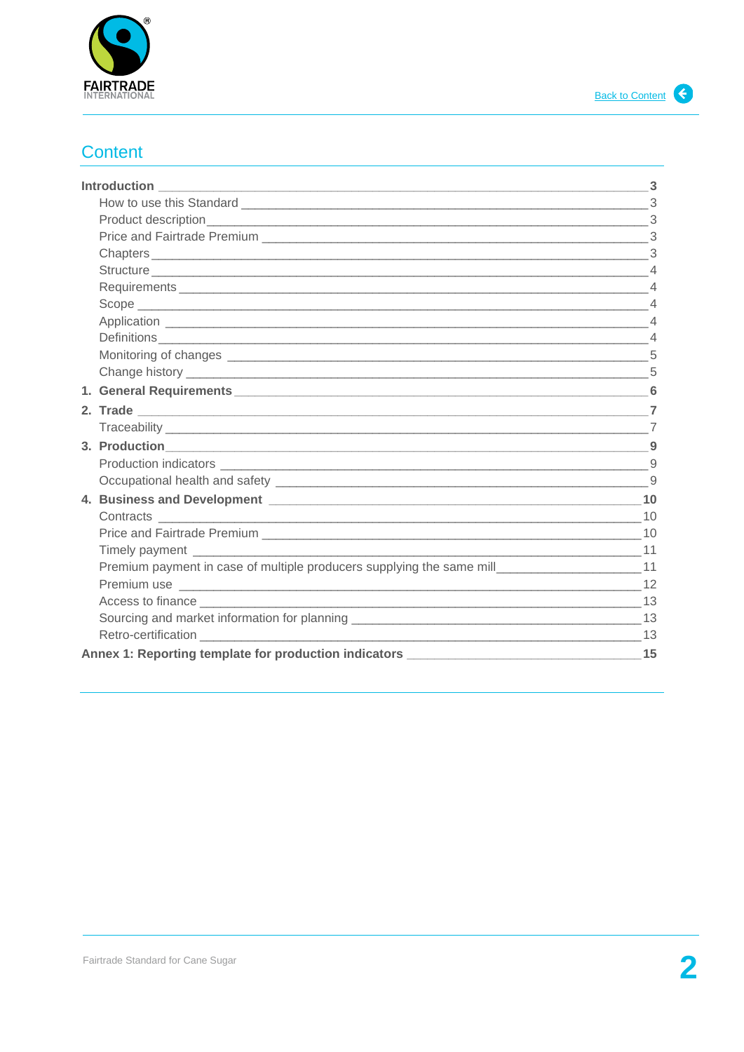## Content

**Introduction** **3**

- How to use this Standard 3
- Product description 3
- Price and Fairtrade Premium 3
- Chapters 3
- Structure 4
- Requirements 4
- Scope 4
- Application 4
- Definitions 4
- Monitoring of changes 5
- Change history 5

**1. General Requirements** **6**

**2. Trade** **7**

- Traceability 7

**3. Production** **9**

- Production indicators 9
- Occupational health and safety 9

**4. Business and Development** **10**

- Contracts 10
- Price and Fairtrade Premium 10
- Timely payment 11
- Premium payment in case of multiple producers supplying the same mill 11
- Premium use 12
- Access to finance 13
- Sourcing and market information for planning 13
- Retro-certification 13

**Annex 1: Reporting template for production indicators** **15**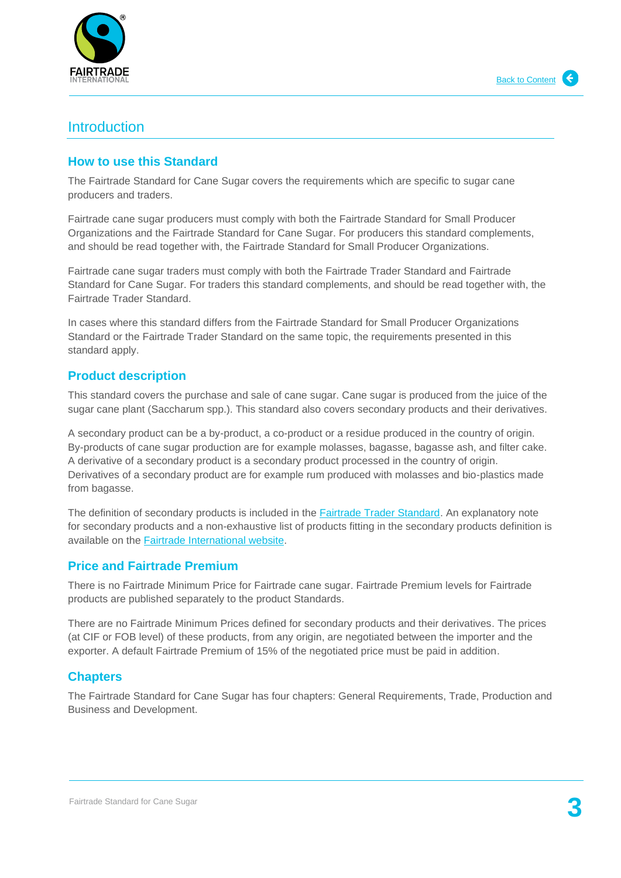# Introduction

## How to use this Standard

The Fairtrade Standard for Cane Sugar covers the requirements which are specific to sugar cane producers and traders.

Fairtrade cane sugar producers must comply with both the Fairtrade Standard for Small Producer Organizations and the Fairtrade Standard for Cane Sugar. For producers this standard complements, and should be read together with, the Fairtrade Standard for Small Producer Organizations.

Fairtrade cane sugar traders must comply with both the Fairtrade Trader Standard and Fairtrade Standard for Cane Sugar. For traders this standard complements, and should be read together with, the Fairtrade Trader Standard.

In cases where this standard differs from the Fairtrade Standard for Small Producer Organizations Standard or the Fairtrade Trader Standard on the same topic, the requirements presented in this standard apply.

## Product description

This standard covers the purchase and sale of cane sugar. Cane sugar is produced from the juice of the sugar cane plant (Saccharum spp.). This standard also covers secondary products and their derivatives.

A secondary product can be a by-product, a co-product or a residue produced in the country of origin. By-products of cane sugar production are for example molasses, bagasse, bagasse ash, and filter cake. A derivative of a secondary product is a secondary product processed in the country of origin. Derivatives of a secondary product are for example rum produced with molasses and bio-plastics made from bagasse.

The definition of secondary products is included in the Fairtrade Trader Standard. An explanatory note for secondary products and a non-exhaustive list of products fitting in the secondary products definition is available on the Fairtrade International website.

## Price and Fairtrade Premium

There is no Fairtrade Minimum Price for Fairtrade cane sugar. Fairtrade Premium levels for Fairtrade products are published separately to the product Standards.

There are no Fairtrade Minimum Prices defined for secondary products and their derivatives. The prices (at CIF or FOB level) of these products, from any origin, are negotiated between the importer and the exporter. A default Fairtrade Premium of 15% of the negotiated price must be paid in addition.

## Chapters

The Fairtrade Standard for Cane Sugar has four chapters: General Requirements, Trade, Production and Business and Development.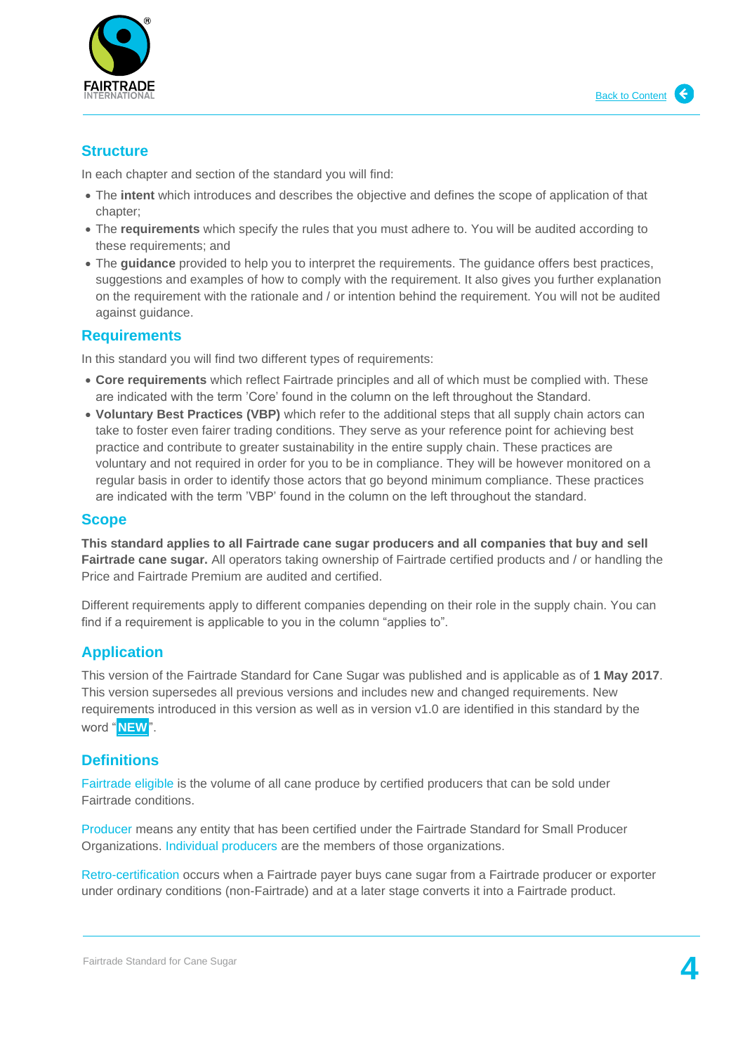## Structure

In each chapter and section of the standard you will find:

- The **intent** which introduces and describes the objective and defines the scope of application of that chapter;
- The **requirements** which specify the rules that you must adhere to. You will be audited according to these requirements; and
- The **guidance** provided to help you to interpret the requirements. The guidance offers best practices, suggestions and examples of how to comply with the requirement. It also gives you further explanation on the requirement with the rationale and / or intention behind the requirement. You will not be audited against guidance.

## Requirements

In this standard you will find two different types of requirements:

- **Core requirements** which reflect Fairtrade principles and all of which must be complied with. These are indicated with the term 'Core' found in the column on the left throughout the Standard.
- **Voluntary Best Practices (VBP)** which refer to the additional steps that all supply chain actors can take to foster even fairer trading conditions. They serve as your reference point for achieving best practice and contribute to greater sustainability in the entire supply chain. These practices are voluntary and not required in order for you to be in compliance. They will be however monitored on a regular basis in order to identify those actors that go beyond minimum compliance. These practices are indicated with the term 'VBP' found in the column on the left throughout the standard.

## Scope

**This standard applies to all Fairtrade cane sugar producers and all companies that buy and sell Fairtrade cane sugar.** All operators taking ownership of Fairtrade certified products and / or handling the Price and Fairtrade Premium are audited and certified.

Different requirements apply to different companies depending on their role in the supply chain. You can find if a requirement is applicable to you in the column "applies to".

## Application

This version of the Fairtrade Standard for Cane Sugar was published and is applicable as of **1 May 2017**. This version supersedes all previous versions and includes new and changed requirements. New requirements introduced in this version as well as in version v1.0 are identified in this standard by the word "**NEW**".

## Definitions

Fairtrade eligible is the volume of all cane produce by certified producers that can be sold under Fairtrade conditions.

Producer means any entity that has been certified under the Fairtrade Standard for Small Producer Organizations. Individual producers are the members of those organizations.

Retro-certification occurs when a Fairtrade payer buys cane sugar from a Fairtrade producer or exporter under ordinary conditions (non-Fairtrade) and at a later stage converts it into a Fairtrade product.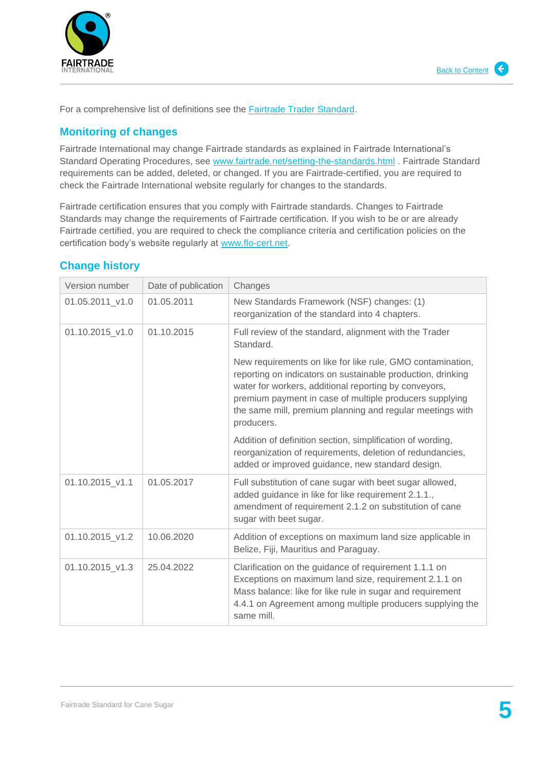For a comprehensive list of definitions see the [Fairtrade Trader Standard](#).

## Monitoring of changes

Fairtrade International may change Fairtrade standards as explained in Fairtrade International's Standard Operating Procedures, see www.fairtrade.net/setting-the-standards.html . Fairtrade Standard requirements can be added, deleted, or changed. If you are Fairtrade-certified, you are required to check the Fairtrade International website regularly for changes to the standards.

Fairtrade certification ensures that you comply with Fairtrade standards. Changes to Fairtrade Standards may change the requirements of Fairtrade certification. If you wish to be or are already Fairtrade certified, you are required to check the compliance criteria and certification policies on the certification body's website regularly at www.flo-cert.net.

## Change history

| Version number | Date of publication | Changes |
| --- | --- | --- |
| 01.05.2011_v1.0 | 01.05.2011 | New Standards Framework (NSF) changes: (1) reorganization of the standard into 4 chapters. |
| 01.10.2015_v1.0 | 01.10.2015 | Full review of the standard, alignment with the Trader Standard.<br><br>New requirements on like for like rule, GMO contamination, reporting on indicators on sustainable production, drinking water for workers, additional reporting by conveyors, premium payment in case of multiple producers supplying the same mill, premium planning and regular meetings with producers.<br><br>Addition of definition section, simplification of wording, reorganization of requirements, deletion of redundancies, added or improved guidance, new standard design. |
| 01.10.2015_v1.1 | 01.05.2017 | Full substitution of cane sugar with beet sugar allowed, added guidance in like for like requirement 2.1.1., amendment of requirement 2.1.2 on substitution of cane sugar with beet sugar. |
| 01.10.2015_v1.2 | 10.06.2020 | Addition of exceptions on maximum land size applicable in Belize, Fiji, Mauritius and Paraguay. |
| 01.10.2015_v1.3 | 25.04.2022 | Clarification on the guidance of requirement 1.1.1 on Exceptions on maximum land size, requirement 2.1.1 on Mass balance: like for like rule in sugar and requirement 4.4.1 on Agreement among multiple producers supplying the same mill. |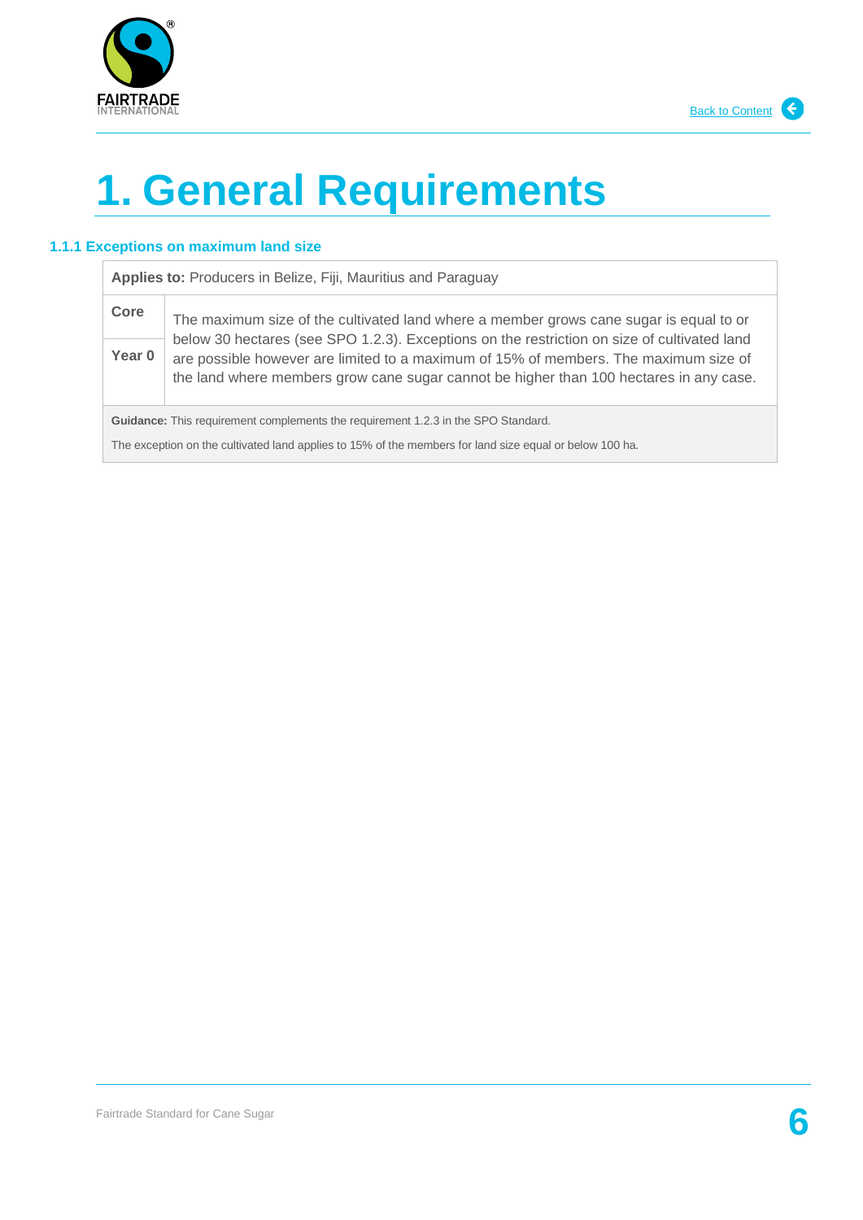# 1. General Requirements

### 1.1.1 Exceptions on maximum land size

| **Applies to:** Producers in Belize, Fiji, Mauritius and Paraguay | |
|---|---|
| **Core**<br><br>**Year 0** | The maximum size of the cultivated land where a member grows cane sugar is equal to or below 30 hectares (see SPO 1.2.3). Exceptions on the restriction on size of cultivated land are possible however are limited to a maximum of 15% of members. The maximum size of the land where members grow cane sugar cannot be higher than 100 hectares in any case. |
| **Guidance:** This requirement complements the requirement 1.2.3 in the SPO Standard.<br><br>The exception on the cultivated land applies to 15% of the members for land size equal or below 100 ha. | |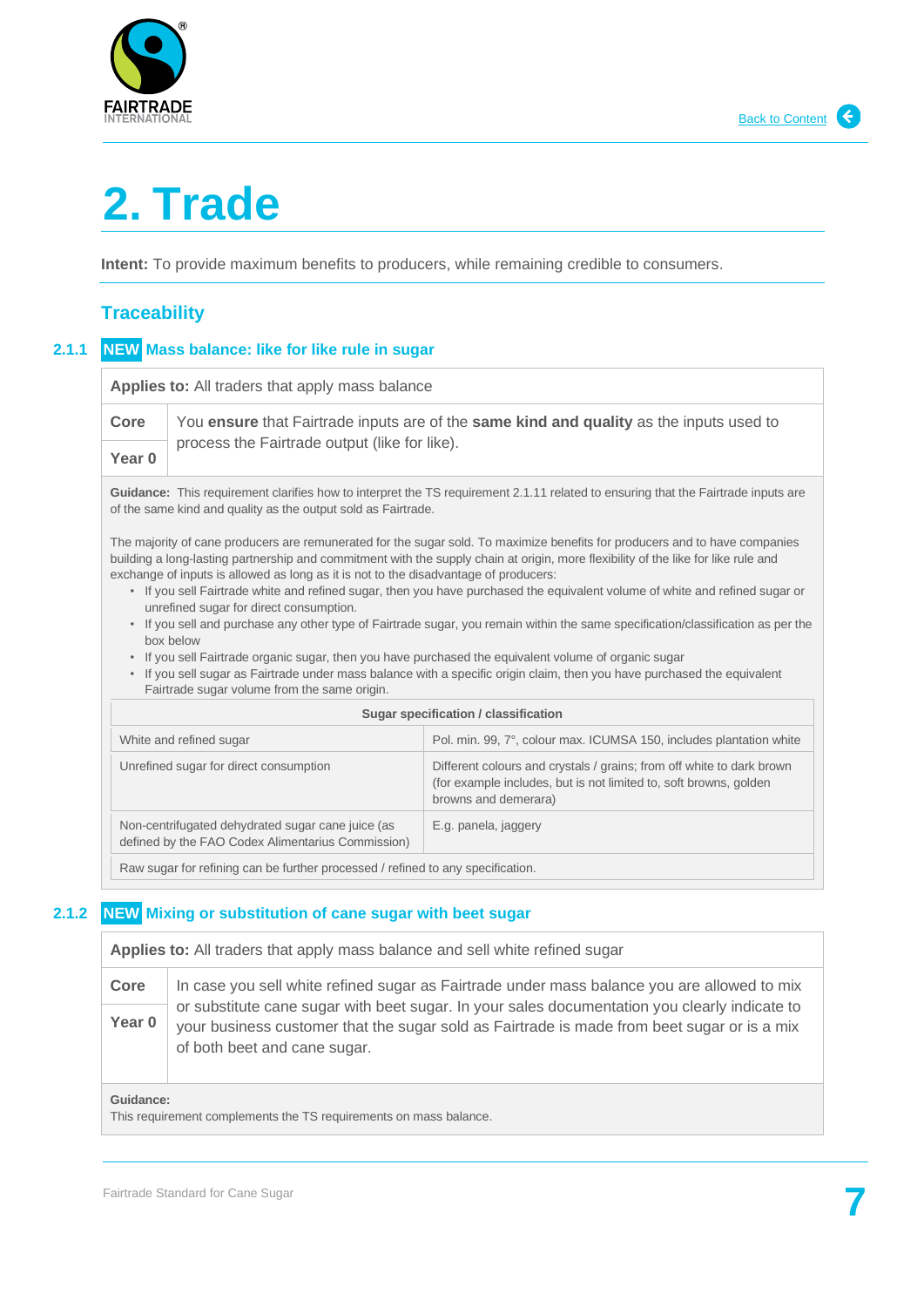# 2. Trade

**Intent:** To provide maximum benefits to producers, while remaining credible to consumers.

## Traceability

### 2.1.1 NEW Mass balance: like for like rule in sugar

**Applies to:** All traders that apply mass balance

**Core**

**Year 0**

You **ensure** that Fairtrade inputs are of the **same kind and quality** as the inputs used to process the Fairtrade output (like for like).

**Guidance:** This requirement clarifies how to interpret the TS requirement 2.1.11 related to ensuring that the Fairtrade inputs are of the same kind and quality as the output sold as Fairtrade.

The majority of cane producers are remunerated for the sugar sold. To maximize benefits for producers and to have companies building a long-lasting partnership and commitment with the supply chain at origin, more flexibility of the like for like rule and exchange of inputs is allowed as long as it is not to the disadvantage of producers:

- If you sell Fairtrade white and refined sugar, then you have purchased the equivalent volume of white and refined sugar or unrefined sugar for direct consumption.
- If you sell and purchase any other type of Fairtrade sugar, you remain within the same specification/classification as per the box below
- If you sell Fairtrade organic sugar, then you have purchased the equivalent volume of organic sugar
- If you sell sugar as Fairtrade under mass balance with a specific origin claim, then you have purchased the equivalent Fairtrade sugar volume from the same origin.

| Sugar specification / classification | |
|---|---|
| White and refined sugar | Pol. min. 99, 7°, colour max. ICUMSA 150, includes plantation white |
| Unrefined sugar for direct consumption | Different colours and crystals / grains; from off white to dark brown (for example includes, but is not limited to, soft browns, golden browns and demerara) |
| Non-centrifugated dehydrated sugar cane juice (as defined by the FAO Codex Alimentarius Commission) | E.g. panela, jaggery |
| Raw sugar for refining can be further processed / refined to any specification. | |

### 2.1.2 NEW Mixing or substitution of cane sugar with beet sugar

**Applies to:** All traders that apply mass balance and sell white refined sugar

**Core**

**Year 0**

In case you sell white refined sugar as Fairtrade under mass balance you are allowed to mix or substitute cane sugar with beet sugar. In your sales documentation you clearly indicate to your business customer that the sugar sold as Fairtrade is made from beet sugar or is a mix of both beet and cane sugar.

**Guidance:**
This requirement complements the TS requirements on mass balance.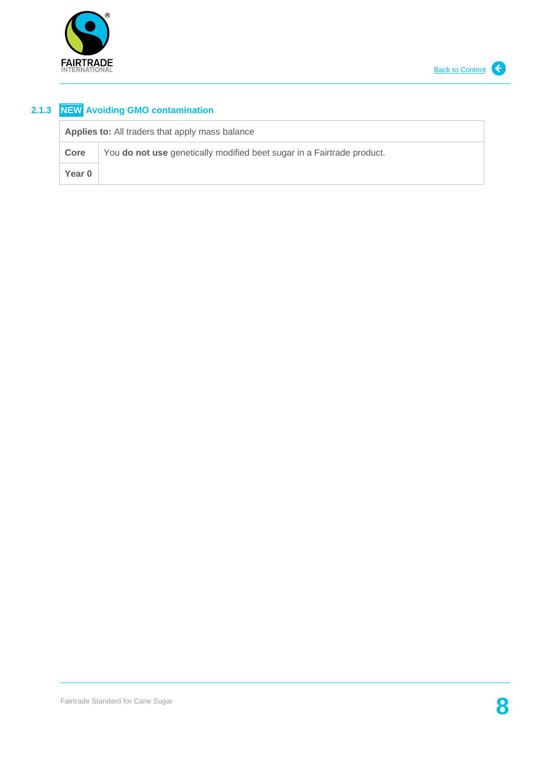### 2.1.3 NEW Avoiding GMO contamination

| **Applies to:** All traders that apply mass balance | |
|---|---|
| **Core** | You **do not use** genetically modified beet sugar in a Fairtrade product. |
| **Year 0** | |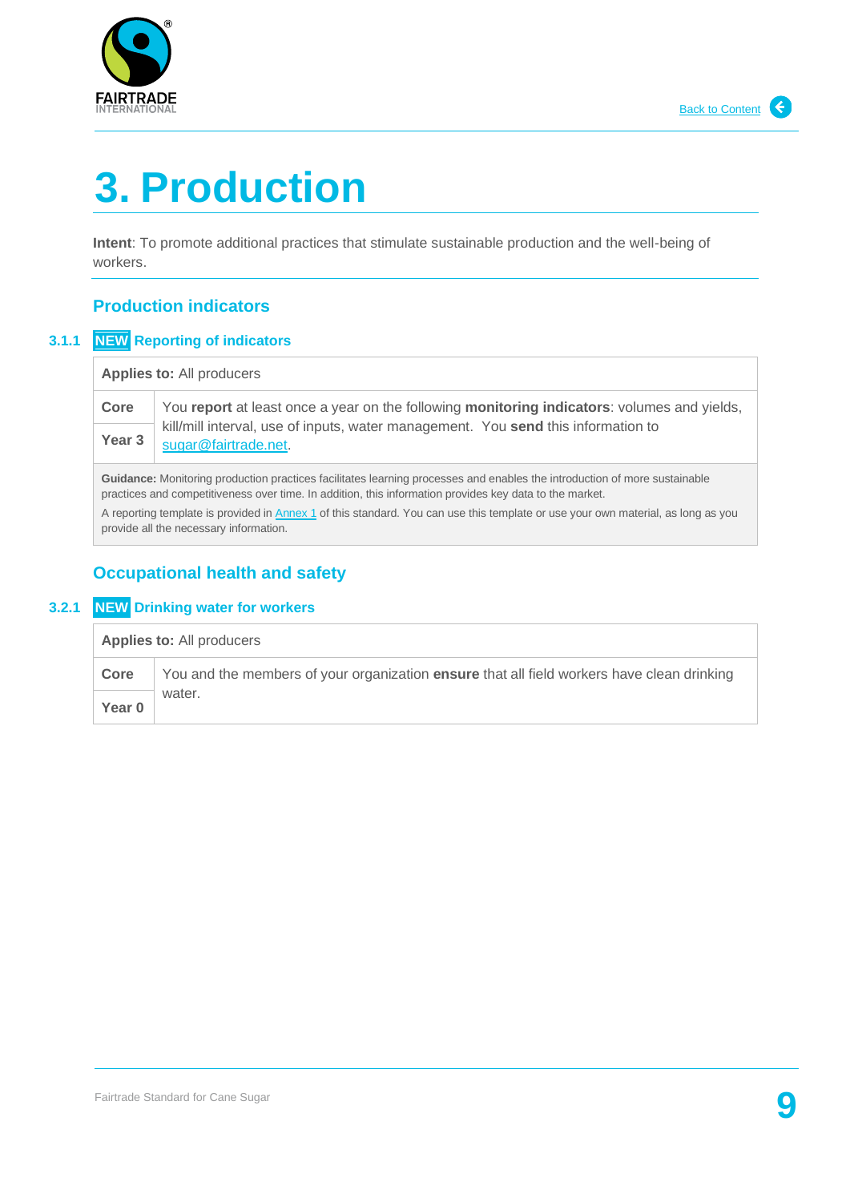# 3. Production

**Intent**: To promote additional practices that stimulate sustainable production and the well-being of workers.

## Production indicators

### 3.1.1 NEW Reporting of indicators

| **Applies to:** All producers | |
|---|---|
| **Core** | You **report** at least once a year on the following **monitoring indicators**: volumes and yields, kill/mill interval, use of inputs, water management. You **send** this information to sugar@fairtrade.net. |
| **Year 3** | |
| **Guidance:** Monitoring production practices facilitates learning processes and enables the introduction of more sustainable practices and competitiveness over time. In addition, this information provides key data to the market. A reporting template is provided in Annex 1 of this standard. You can use this template or use your own material, as long as you provide all the necessary information. | |

## Occupational health and safety

### 3.2.1 NEW Drinking water for workers

| **Applies to:** All producers | |
|---|---|
| **Core** | You and the members of your organization **ensure** that all field workers have clean drinking water. |
| **Year 0** | |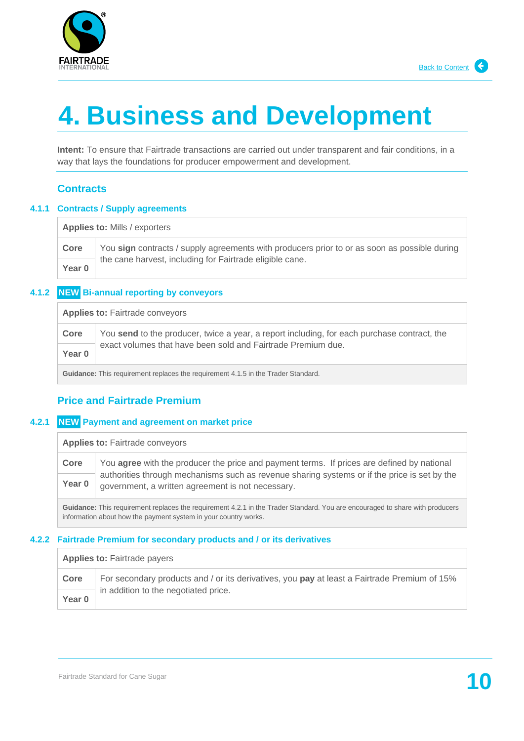# 4. Business and Development

**Intent:** To ensure that Fairtrade transactions are carried out under transparent and fair conditions, in a way that lays the foundations for producer empowerment and development.

## Contracts

### 4.1.1 Contracts / Supply agreements

| **Applies to:** Mills / exporters | |
|---|---|
| **Core** | You **sign** contracts / supply agreements with producers prior to or as soon as possible during the cane harvest, including for Fairtrade eligible cane. |
| **Year 0** | |

### 4.1.2 NEW Bi-annual reporting by conveyors

| **Applies to:** Fairtrade conveyors | |
|---|---|
| **Core** | You **send** to the producer, twice a year, a report including, for each purchase contract, the exact volumes that have been sold and Fairtrade Premium due. |
| **Year 0** | |
| **Guidance:** This requirement replaces the requirement 4.1.5 in the Trader Standard. | |

## Price and Fairtrade Premium

### 4.2.1 NEW Payment and agreement on market price

| **Applies to:** Fairtrade conveyors | |
|---|---|
| **Core** | You **agree** with the producer the price and payment terms. If prices are defined by national authorities through mechanisms such as revenue sharing systems or if the price is set by the government, a written agreement is not necessary. |
| **Year 0** | |
| **Guidance:** This requirement replaces the requirement 4.2.1 in the Trader Standard. You are encouraged to share with producers information about how the payment system in your country works. | |

### 4.2.2 Fairtrade Premium for secondary products and / or its derivatives

| **Applies to:** Fairtrade payers | |
|---|---|
| **Core** | For secondary products and / or its derivatives, you **pay** at least a Fairtrade Premium of 15% in addition to the negotiated price. |
| **Year 0** | |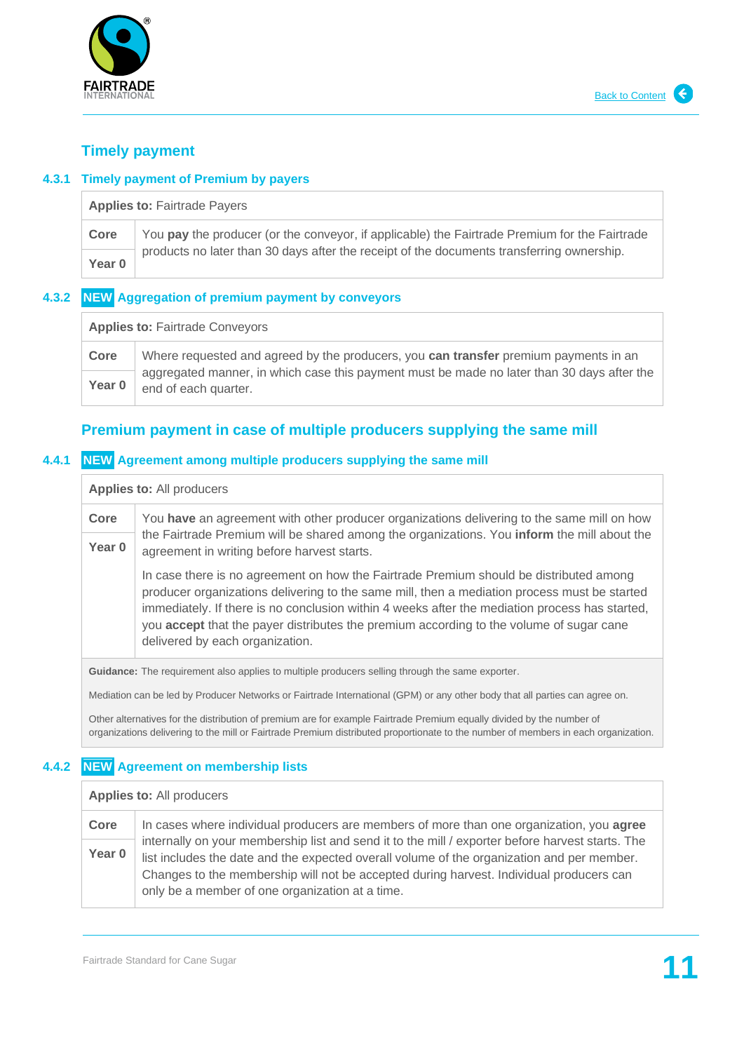## Timely payment

### 4.3.1 Timely payment of Premium by payers

| Applies to: Fairtrade Payers | |
|---|---|
| Core<br>Year 0 | You **pay** the producer (or the conveyor, if applicable) the Fairtrade Premium for the Fairtrade products no later than 30 days after the receipt of the documents transferring ownership. |

### 4.3.2 NEW Aggregation of premium payment by conveyors

| Applies to: Fairtrade Conveyors | |
|---|---|
| Core<br>Year 0 | Where requested and agreed by the producers, you **can transfer** premium payments in an aggregated manner, in which case this payment must be made no later than 30 days after the end of each quarter. |

## Premium payment in case of multiple producers supplying the same mill

### 4.4.1 NEW Agreement among multiple producers supplying the same mill

| Applies to: All producers | |
|---|---|
| Core<br>Year 0 | You **have** an agreement with other producer organizations delivering to the same mill on how the Fairtrade Premium will be shared among the organizations. You **inform** the mill about the agreement in writing before harvest starts.<br><br>In case there is no agreement on how the Fairtrade Premium should be distributed among producer organizations delivering to the same mill, then a mediation process must be started immediately. If there is no conclusion within 4 weeks after the mediation process has started, you **accept** that the payer distributes the premium according to the volume of sugar cane delivered by each organization. |
| **Guidance:** The requirement also applies to multiple producers selling through the same exporter.<br><br>Mediation can be led by Producer Networks or Fairtrade International (GPM) or any other body that all parties can agree on.<br><br>Other alternatives for the distribution of premium are for example Fairtrade Premium equally divided by the number of organizations delivering to the mill or Fairtrade Premium distributed proportionate to the number of members in each organization. | |

### 4.4.2 NEW Agreement on membership lists

| Applies to: All producers | |
|---|---|
| Core<br>Year 0 | In cases where individual producers are members of more than one organization, you **agree** internally on your membership list and send it to the mill / exporter before harvest starts. The list includes the date and the expected overall volume of the organization and per member. Changes to the membership will not be accepted during harvest. Individual producers can only be a member of one organization at a time. |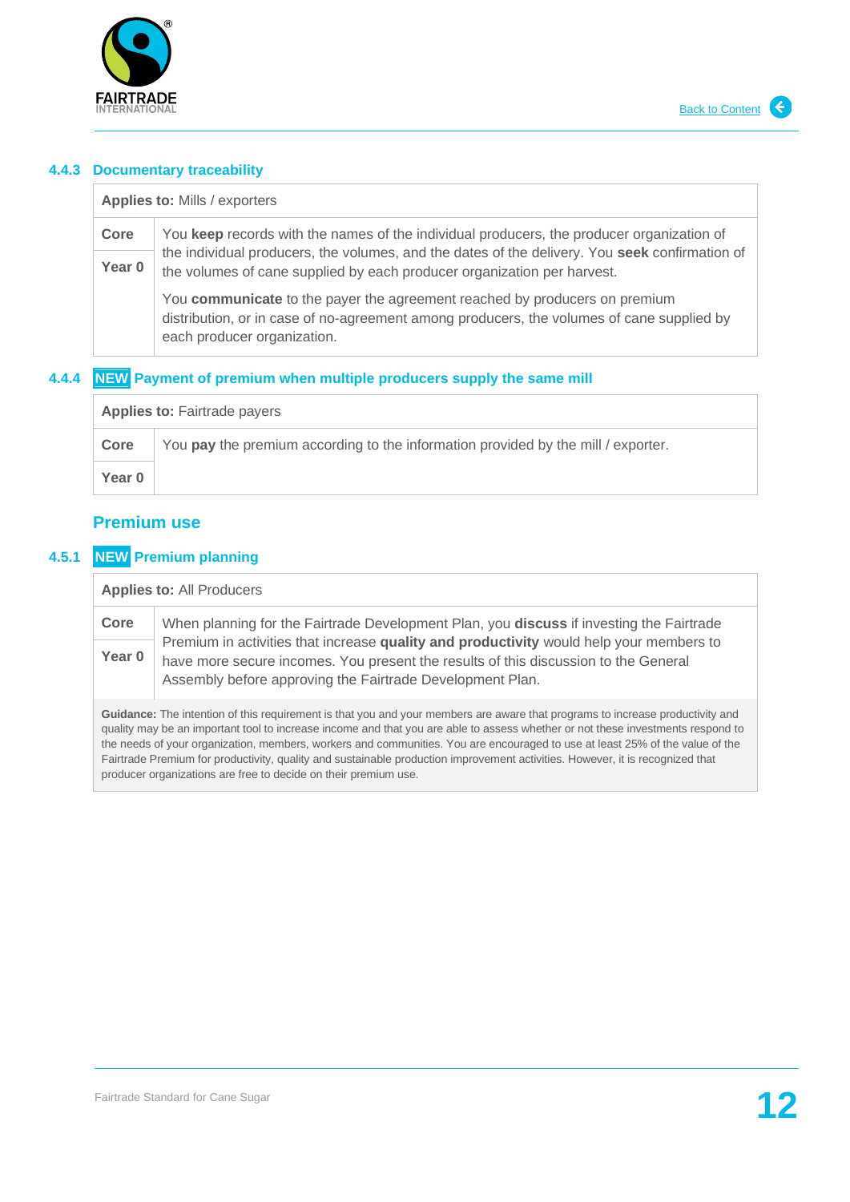### 4.4.3 Documentary traceability

| **Applies to:** Mills / exporters | |
|---|---|
| **Core** | You **keep** records with the names of the individual producers, the producer organization of the individual producers, the volumes, and the dates of the delivery. You **seek** confirmation of the volumes of cane supplied by each producer organization per harvest. |
| **Year 0** | You **communicate** to the payer the agreement reached by producers on premium distribution, or in case of no-agreement among producers, the volumes of cane supplied by each producer organization. |

### 4.4.4 NEW Payment of premium when multiple producers supply the same mill

| **Applies to:** Fairtrade payers | |
|---|---|
| **Core** | You **pay** the premium according to the information provided by the mill / exporter. |
| **Year 0** | |

## Premium use

### 4.5.1 NEW Premium planning

| **Applies to:** All Producers | |
|---|---|
| **Core** | When planning for the Fairtrade Development Plan, you **discuss** if investing the Fairtrade Premium in activities that increase **quality and productivity** would help your members to have more secure incomes. You present the results of this discussion to the General Assembly before approving the Fairtrade Development Plan. |
| **Year 0** | |

**Guidance:** The intention of this requirement is that you and your members are aware that programs to increase productivity and quality may be an important tool to increase income and that you are able to assess whether or not these investments respond to the needs of your organization, members, workers and communities. You are encouraged to use at least 25% of the value of the Fairtrade Premium for productivity, quality and sustainable production improvement activities. However, it is recognized that producer organizations are free to decide on their premium use.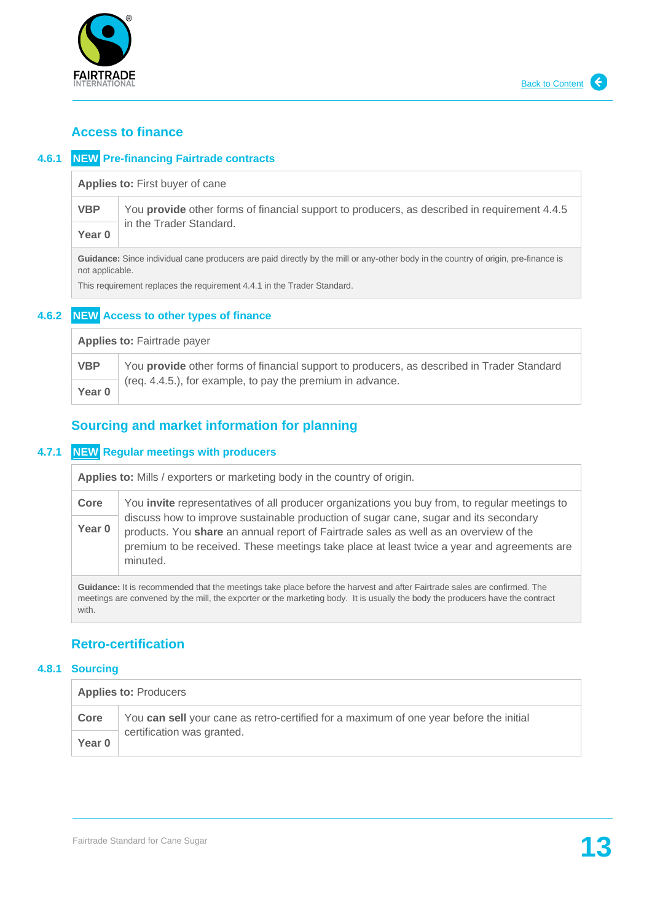## Access to finance

### 4.6.1 NEW Pre-financing Fairtrade contracts

| **Applies to:** First buyer of cane | |
|---|---|
| **VBP** | You **provide** other forms of financial support to producers, as described in requirement 4.4.5 in the Trader Standard. |
| **Year 0** | |
| **Guidance:** Since individual cane producers are paid directly by the mill or any-other body in the country of origin, pre-finance is not applicable. This requirement replaces the requirement 4.4.1 in the Trader Standard. | |

### 4.6.2 NEW Access to other types of finance

| **Applies to:** Fairtrade payer | |
|---|---|
| **VBP** | You **provide** other forms of financial support to producers, as described in Trader Standard (req. 4.4.5.), for example, to pay the premium in advance. |
| **Year 0** | |

## Sourcing and market information for planning

### 4.7.1 NEW Regular meetings with producers

| **Applies to:** Mills / exporters or marketing body in the country of origin. | |
|---|---|
| **Core** | You **invite** representatives of all producer organizations you buy from, to regular meetings to discuss how to improve sustainable production of sugar cane, sugar and its secondary products. You **share** an annual report of Fairtrade sales as well as an overview of the premium to be received. These meetings take place at least twice a year and agreements are minuted. |
| **Year 0** | |
| **Guidance:** It is recommended that the meetings take place before the harvest and after Fairtrade sales are confirmed. The meetings are convened by the mill, the exporter or the marketing body. It is usually the body the producers have the contract with. | |

## Retro-certification

### 4.8.1 Sourcing

| **Applies to:** Producers | |
|---|---|
| **Core** | You **can sell** your cane as retro-certified for a maximum of one year before the initial certification was granted. |
| **Year 0** | |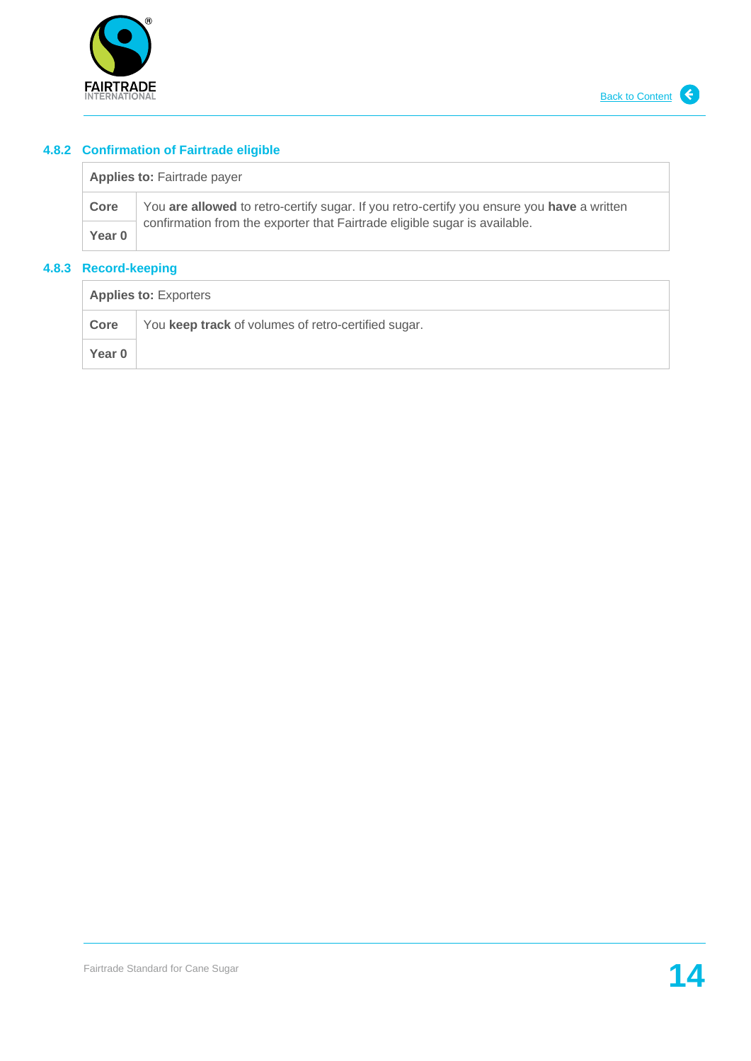#### 4.8.2 Confirmation of Fairtrade eligible

| **Applies to:** Fairtrade payer | |
|---|---|
| **Core** | You **are allowed** to retro-certify sugar. If you retro-certify you ensure you **have** a written confirmation from the exporter that Fairtrade eligible sugar is available. |
| **Year 0** | |

#### 4.8.3 Record-keeping

| **Applies to:** Exporters | |
|---|---|
| **Core** | You **keep track** of volumes of retro-certified sugar. |
| **Year 0** | |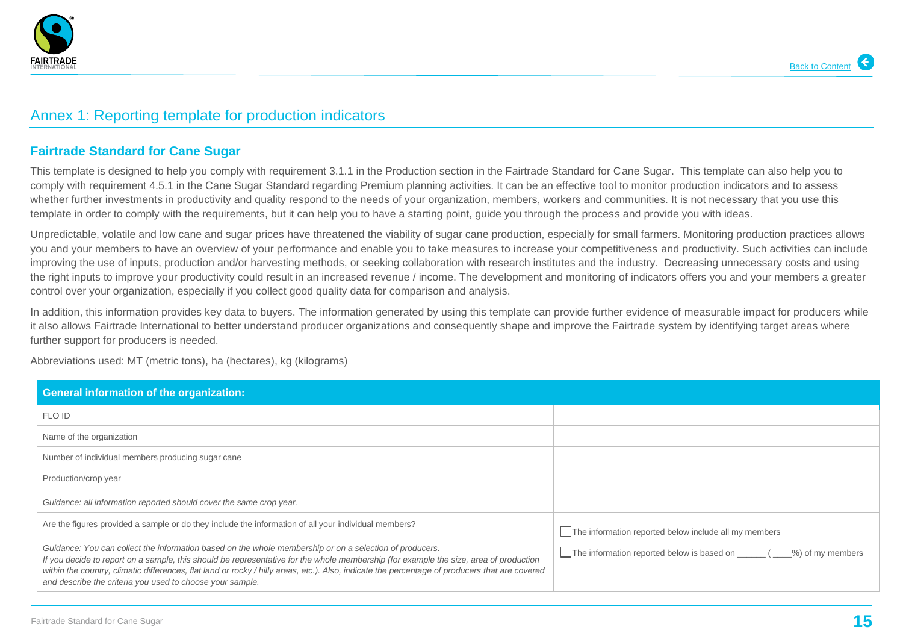## Annex 1: Reporting template for production indicators

### Fairtrade Standard for Cane Sugar

This template is designed to help you comply with requirement 3.1.1 in the Production section in the Fairtrade Standard for Cane Sugar. This template can also help you to comply with requirement 4.5.1 in the Cane Sugar Standard regarding Premium planning activities. It can be an effective tool to monitor production indicators and to assess whether further investments in productivity and quality respond to the needs of your organization, members, workers and communities. It is not necessary that you use this template in order to comply with the requirements, but it can help you to have a starting point, guide you through the process and provide you with ideas.

Unpredictable, volatile and low cane and sugar prices have threatened the viability of sugar cane production, especially for small farmers. Monitoring production practices allows you and your members to have an overview of your performance and enable you to take measures to increase your competitiveness and productivity. Such activities can include improving the use of inputs, production and/or harvesting methods, or seeking collaboration with research institutes and the industry. Decreasing unnecessary costs and using the right inputs to improve your productivity could result in an increased revenue / income. The development and monitoring of indicators offers you and your members a greater control over your organization, especially if you collect good quality data for comparison and analysis.

In addition, this information provides key data to buyers. The information generated by using this template can provide further evidence of measurable impact for producers while it also allows Fairtrade International to better understand producer organizations and consequently shape and improve the Fairtrade system by identifying target areas where further support for producers is needed.

Abbreviations used: MT (metric tons), ha (hectares), kg (kilograms)

| General information of the organization: | |
|---|---|
| FLO ID | |
| Name of the organization | |
| Number of individual members producing sugar cane | |
| Production/crop year<br><br>*Guidance: all information reported should cover the same crop year.* | |
| Are the figures provided a sample or do they include the information of all your individual members?<br><br>*Guidance: You can collect the information based on the whole membership or on a selection of producers. If you decide to report on a sample, this should be representative for the whole membership (for example the size, area of production within the country, climatic differences, flat land or rocky / hilly areas, etc.). Also, indicate the percentage of producers that are covered and describe the criteria you used to choose your sample.* | ☐ The information reported below include all my members<br><br>☐ The information reported below is based on ______ ( ____%) of my members |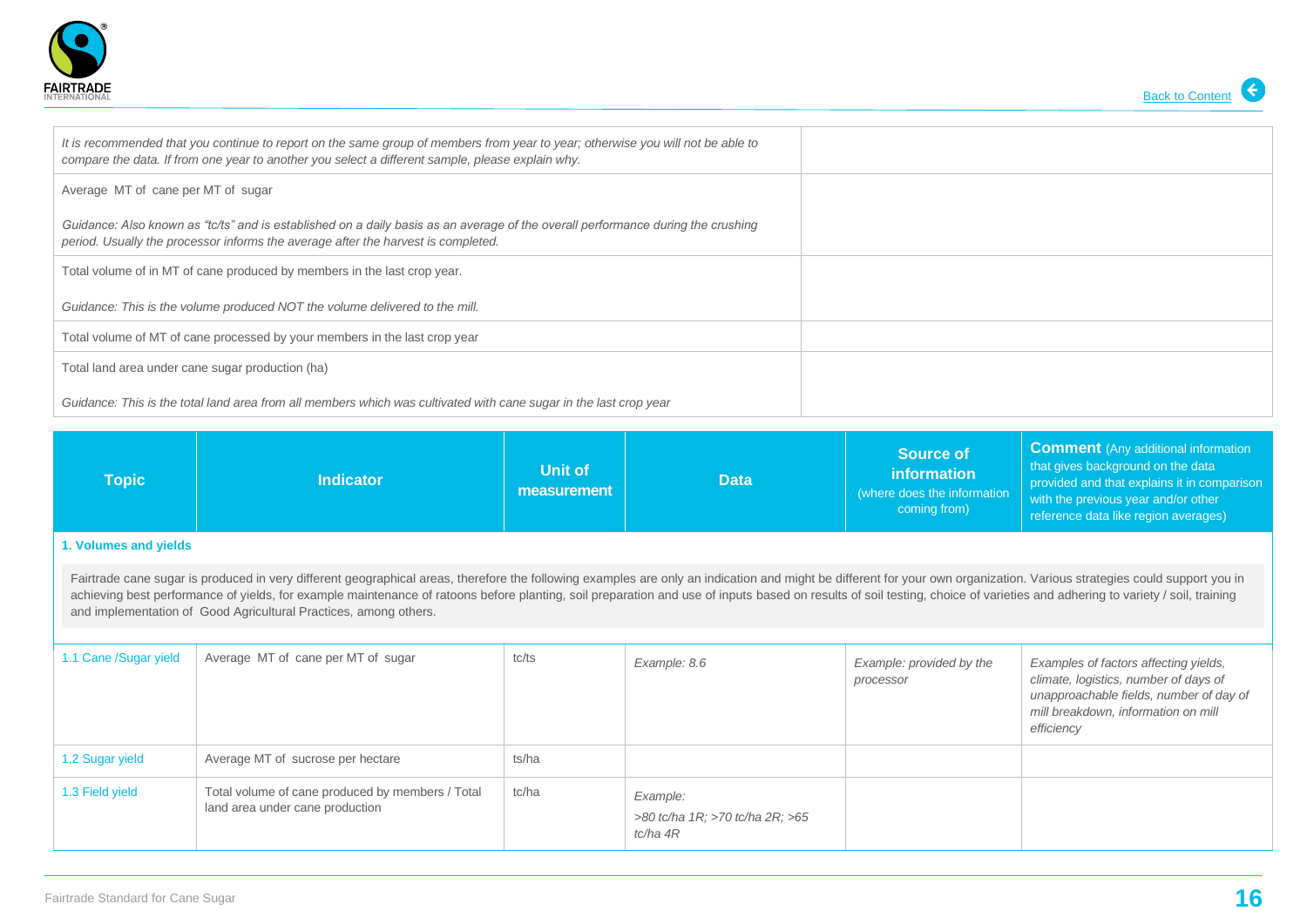| | |
|---|---|
| *It is recommended that you continue to report on the same group of members from year to year; otherwise you will not be able to compare the data. If from one year to another you select a different sample, please explain why.* | |
| Average MT of cane per MT of sugar<br><br>*Guidance: Also known as "tc/ts" and is established on a daily basis as an average of the overall performance during the crushing period. Usually the processor informs the average after the harvest is completed.* | |
| Total volume of in MT of cane produced by members in the last crop year.<br><br>*Guidance: This is the volume produced NOT the volume delivered to the mill.* | |
| Total volume of MT of cane processed by your members in the last crop year | |
| Total land area under cane sugar production (ha)<br><br>*Guidance: This is the total land area from all members which was cultivated with cane sugar in the last crop year* | |

| Topic | Indicator | Unit of measurement | Data | Source of information (where does the information coming from) | **Comment** (Any additional information that gives background on the data provided and that explains it in comparison with the previous year and/or other reference data like region averages) |
|---|---|---|---|---|---|
| **1. Volumes and yields** | | | | | |
| Fairtrade cane sugar is produced in very different geographical areas, therefore the following examples are only an indication and might be different for your own organization. Various strategies could support you in achieving best performance of yields, for example maintenance of ratoons before planting, soil preparation and use of inputs based on results of soil testing, choice of varieties and adhering to variety / soil, training and implementation of Good Agricultural Practices, among others. | | | | | |
| 1.1 Cane /Sugar yield | Average MT of cane per MT of sugar | tc/ts | *Example: 8.6* | *Example: provided by the processor* | *Examples of factors affecting yields, climate, logistics, number of days of unapproachable fields, number of day of mill breakdown, information on mill efficiency* |
| 1.2 Sugar yield | Average MT of sucrose per hectare | ts/ha | | | |
| 1.3 Field yield | Total volume of cane produced by members / Total land area under cane production | tc/ha | *Example:*<br>*>80 tc/ha 1R; >70 tc/ha 2R; >65 tc/ha 4R* | | |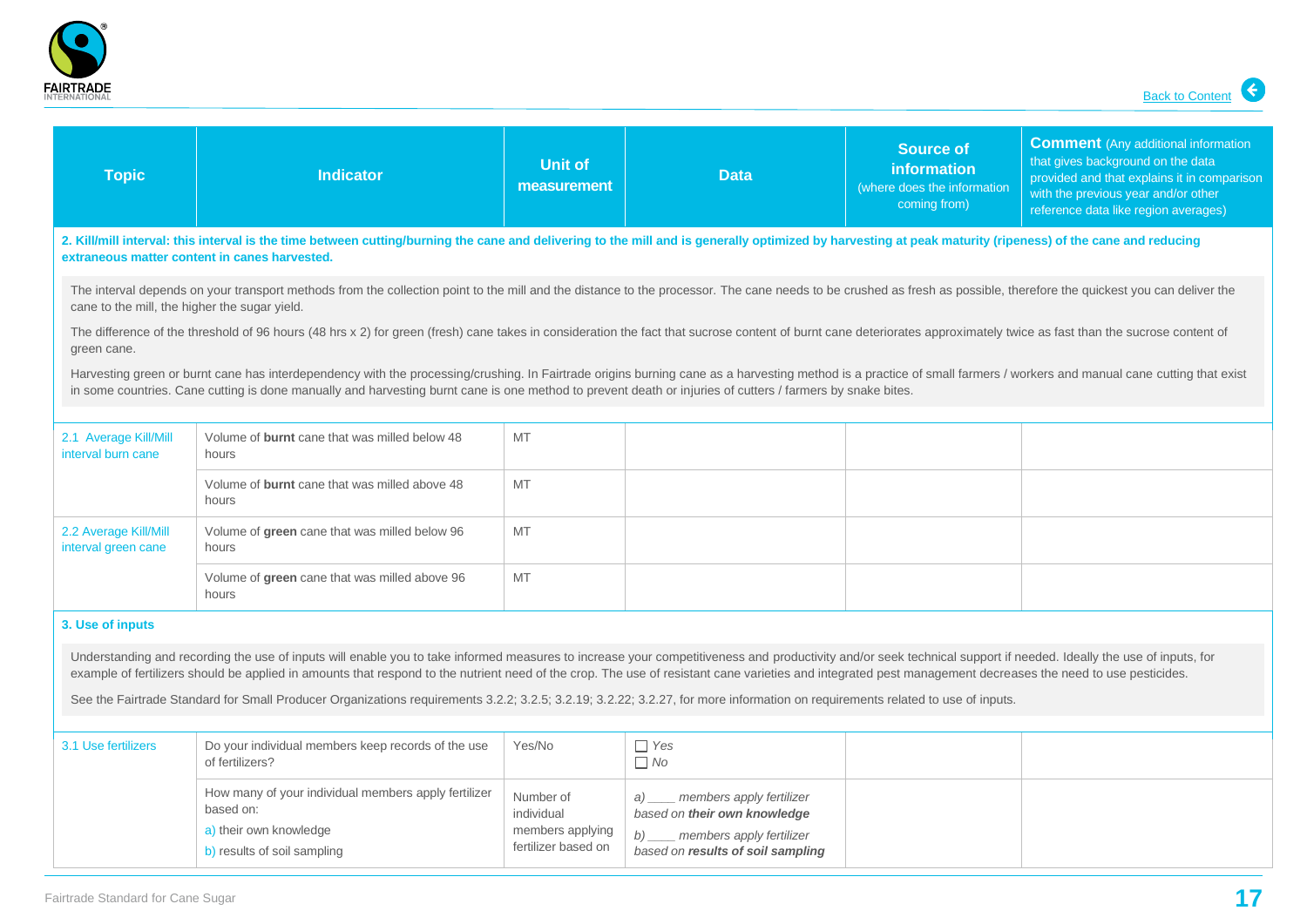| Topic | Indicator | Unit of measurement | Data | Source of information (where does the information coming from) | Comment (Any additional information that gives background on the data provided and that explains it in comparison with the previous year and/or other reference data like region averages) |
|---|---|---|---|---|---|
| **2. Kill/mill interval: this interval is the time between cutting/burning the cane and delivering to the mill and is generally optimized by harvesting at peak maturity (ripeness) of the cane and reducing extraneous matter content in canes harvested.** | | | | | |
| The interval depends on your transport methods from the collection point to the mill and the distance to the processor. The cane needs to be crushed as fresh as possible, therefore the quickest you can deliver the cane to the mill, the higher the sugar yield. The difference of the threshold of 96 hours (48 hrs x 2) for green (fresh) cane takes in consideration the fact that sucrose content of burnt cane deteriorates approximately twice as fast than the sucrose content of green cane. Harvesting green or burnt cane has interdependency with the processing/crushing. In Fairtrade origins burning cane as a harvesting method is a practice of small farmers / workers and manual cane cutting that exist in some countries. Cane cutting is done manually and harvesting burnt cane is one method to prevent death or injuries of cutters / farmers by snake bites. | | | | | |
| 2.1 Average Kill/Mill interval burn cane | Volume of **burnt** cane that was milled below 48 hours | MT | | | |
| | Volume of **burnt** cane that was milled above 48 hours | MT | | | |
| 2.2 Average Kill/Mill interval green cane | Volume of **green** cane that was milled below 96 hours | MT | | | |
| | Volume of **green** cane that was milled above 96 hours | MT | | | |
| **3. Use of inputs** | | | | | |
| Understanding and recording the use of inputs will enable you to take informed measures to increase your competitiveness and productivity and/or seek technical support if needed. Ideally the use of inputs, for example of fertilizers should be applied in amounts that respond to the nutrient need of the crop. The use of resistant cane varieties and integrated pest management decreases the need to use pesticides. See the Fairtrade Standard for Small Producer Organizations requirements 3.2.2; 3.2.5; 3.2.19; 3.2.22; 3.2.27, for more information on requirements related to use of inputs. | | | | | |
| 3.1 Use fertilizers | Do your individual members keep records of the use of fertilizers? | Yes/No | ☐ *Yes*<br>☐ *No* | | |
| | How many of your individual members apply fertilizer based on:<br>a) their own knowledge<br>b) results of soil sampling | Number of individual members applying fertilizer based on | *a) ____ members apply fertilizer based on **their own knowledge***<br>*b) ____ members apply fertilizer based on **results of soil sampling*** | | |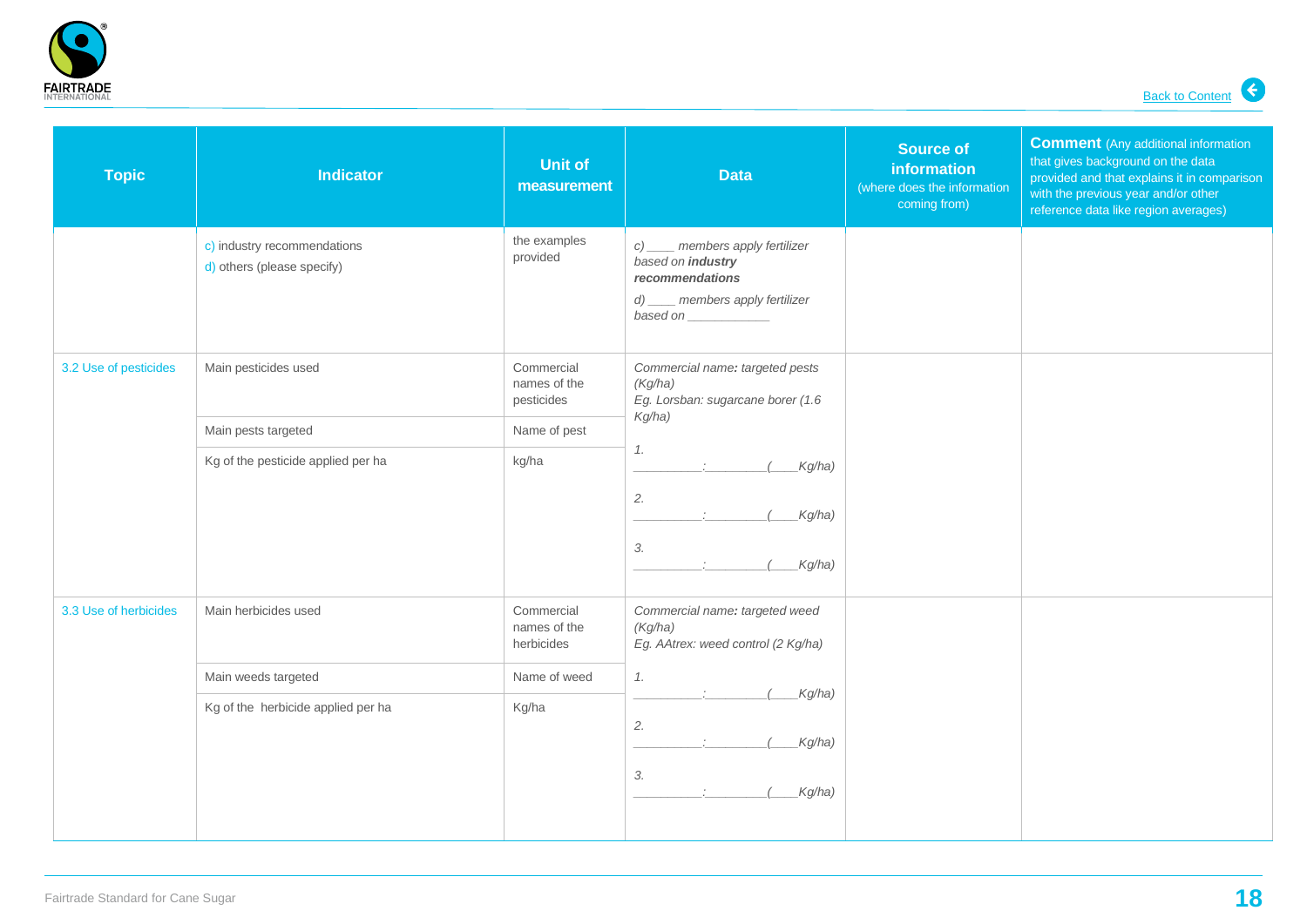| Topic | Indicator | Unit of measurement | Data | Source of information (where does the information coming from) | Comment (Any additional information that gives background on the data provided and that explains it in comparison with the previous year and/or other reference data like region averages) |
|---|---|---|---|---|---|
| | c) industry recommendations<br>d) others (please specify) | the examples provided | *c) ____ members apply fertilizer based on **industry recommendations***<br>*d) ____ members apply fertilizer based on ___________* | | |
| 3.2 Use of pesticides | Main pesticides used | Commercial names of the pesticides | *Commercial name: targeted pests (Kg/ha)*<br>*Eg. Lorsban: sugarcane borer (1.6 Kg/ha)*<br>*1. __________:_________(____Kg/ha)*<br>*2. __________:_________(____Kg/ha)*<br>*3. __________:_________(____Kg/ha)* | | |
| | Main pests targeted | Name of pest | | | |
| | Kg of the pesticide applied per ha | kg/ha | | | |
| 3.3 Use of herbicides | Main herbicides used | Commercial names of the herbicides | *Commercial name: targeted weed (Kg/ha)*<br>*Eg. AAtrex: weed control (2 Kg/ha)*<br>*1. __________:_________(____Kg/ha)*<br>*2. __________:_________(____Kg/ha)*<br>*3. __________:_________(____Kg/ha)* | | |
| | Main weeds targeted | Name of weed | | | |
| | Kg of the herbicide applied per ha | Kg/ha | | | |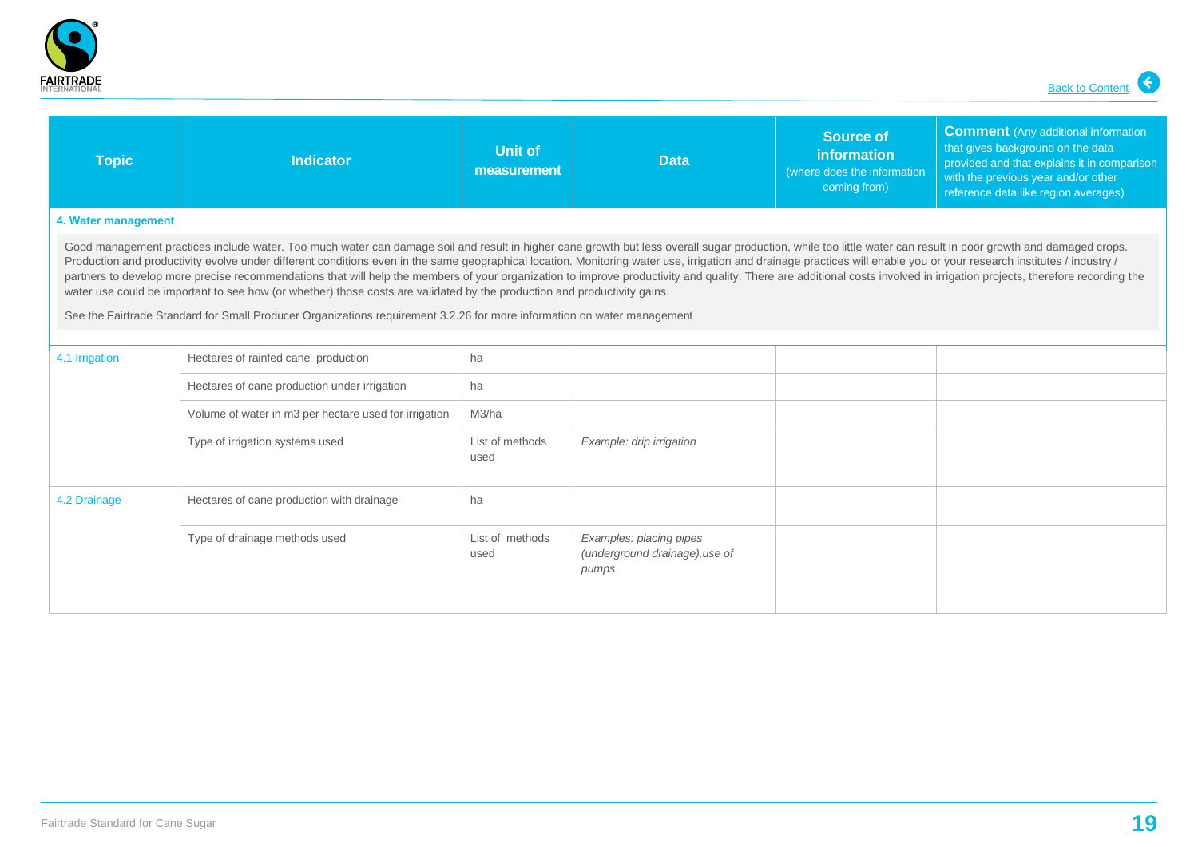| Topic | Indicator | Unit of measurement | Data | Source of information (where does the information coming from) | Comment (Any additional information that gives background on the data provided and that explains it in comparison with the previous year and/or other reference data like region averages) |
|---|---|---|---|---|---|
| **4. Water management** | | | | | |
| Good management practices include water. Too much water can damage soil and result in higher cane growth but less overall sugar production, while too little water can result in poor growth and damaged crops. Production and productivity evolve under different conditions even in the same geographical location. Monitoring water use, irrigation and drainage practices will enable you or your research institutes / industry / partners to develop more precise recommendations that will help the members of your organization to improve productivity and quality. There are additional costs involved in irrigation projects, therefore recording the water use could be important to see how (or whether) those costs are validated by the production and productivity gains. See the Fairtrade Standard for Small Producer Organizations requirement 3.2.26 for more information on water management | | | | | |
| 4.1 Irrigation | Hectares of rainfed cane production | ha | | | |
| | Hectares of cane production under irrigation | ha | | | |
| | Volume of water in m3 per hectare used for irrigation | M3/ha | | | |
| | Type of irrigation systems used | List of methods used | *Example: drip irrigation* | | |
| 4.2 Drainage | Hectares of cane production with drainage | ha | | | |
| | Type of drainage methods used | List of methods used | *Examples: placing pipes (underground drainage),use of pumps* | | |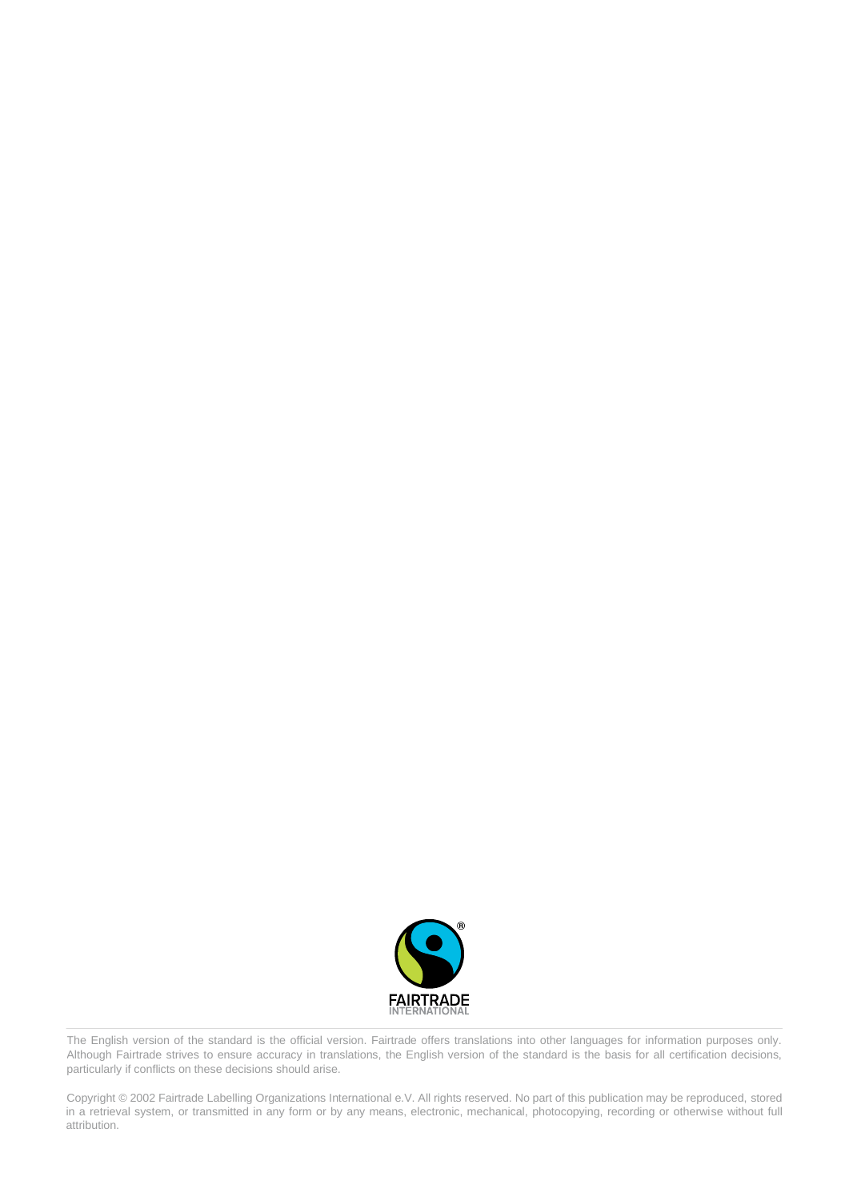FAIRTRADE
INTERNATIONAL

The English version of the standard is the official version. Fairtrade offers translations into other languages for information purposes only. Although Fairtrade strives to ensure accuracy in translations, the English version of the standard is the basis for all certification decisions, particularly if conflicts on these decisions should arise.

Copyright © 2002 Fairtrade Labelling Organizations International e.V. All rights reserved. No part of this publication may be reproduced, stored in a retrieval system, or transmitted in any form or by any means, electronic, mechanical, photocopying, recording or otherwise without full attribution.